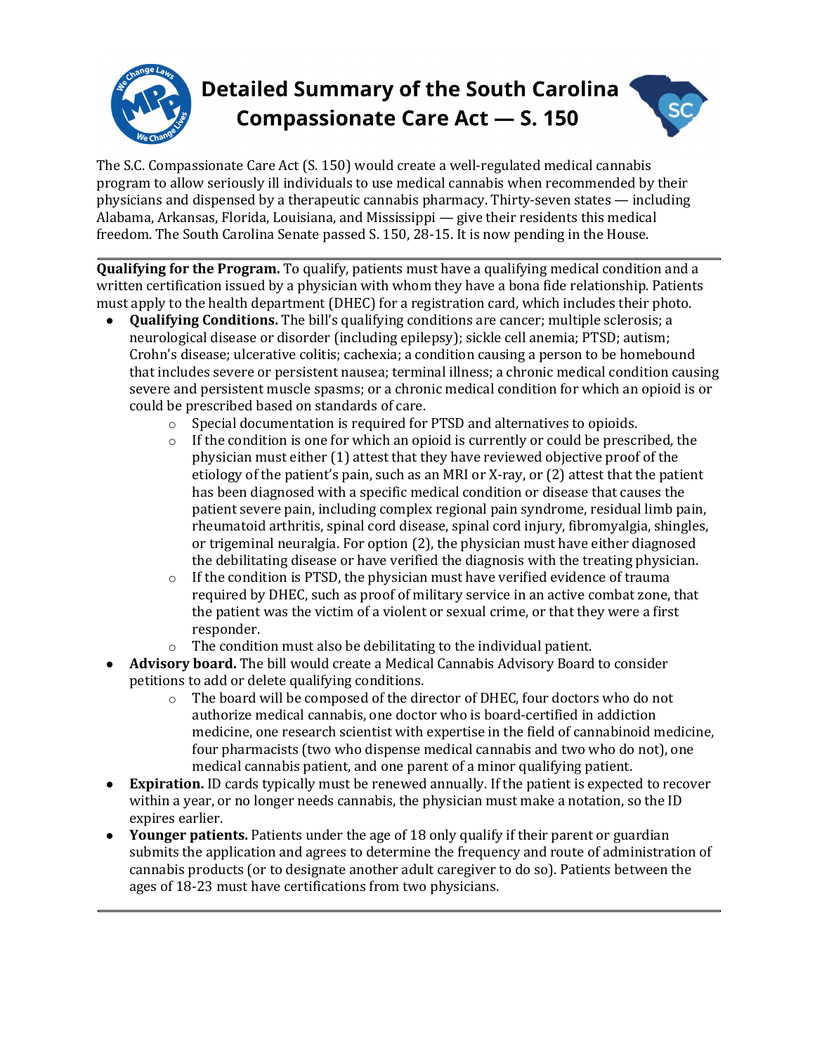# Detailed Summary of the South Carolina Compassionate Care Act — S. 150

The S.C. Compassionate Care Act (S. 150) would create a well-regulated medical cannabis program to allow seriously ill individuals to use medical cannabis when recommended by their physicians and dispensed by a therapeutic cannabis pharmacy. Thirty-seven states — including Alabama, Arkansas, Florida, Louisiana, and Mississippi — give their residents this medical freedom. The South Carolina Senate passed S. 150, 28-15. It is now pending in the House.

---

**Qualifying for the Program.** To qualify, patients must have a qualifying medical condition and a written certification issued by a physician with whom they have a bona fide relationship. Patients must apply to the health department (DHEC) for a registration card, which includes their photo.

- **Qualifying Conditions.** The bill's qualifying conditions are cancer; multiple sclerosis; a neurological disease or disorder (including epilepsy); sickle cell anemia; PTSD; autism; Crohn's disease; ulcerative colitis; cachexia; a condition causing a person to be homebound that includes severe or persistent nausea; terminal illness; a chronic medical condition causing severe and persistent muscle spasms; or a chronic medical condition for which an opioid is or could be prescribed based on standards of care.
  - Special documentation is required for PTSD and alternatives to opioids.
  - If the condition is one for which an opioid is currently or could be prescribed, the physician must either (1) attest that they have reviewed objective proof of the etiology of the patient's pain, such as an MRI or X-ray, or (2) attest that the patient has been diagnosed with a specific medical condition or disease that causes the patient severe pain, including complex regional pain syndrome, residual limb pain, rheumatoid arthritis, spinal cord disease, spinal cord injury, fibromyalgia, shingles, or trigeminal neuralgia. For option (2), the physician must have either diagnosed the debilitating disease or have verified the diagnosis with the treating physician.
  - If the condition is PTSD, the physician must have verified evidence of trauma required by DHEC, such as proof of military service in an active combat zone, that the patient was the victim of a violent or sexual crime, or that they were a first responder.
  - The condition must also be debilitating to the individual patient.
- **Advisory board.** The bill would create a Medical Cannabis Advisory Board to consider petitions to add or delete qualifying conditions.
  - The board will be composed of the director of DHEC, four doctors who do not authorize medical cannabis, one doctor who is board-certified in addiction medicine, one research scientist with expertise in the field of cannabinoid medicine, four pharmacists (two who dispense medical cannabis and two who do not), one medical cannabis patient, and one parent of a minor qualifying patient.
- **Expiration.** ID cards typically must be renewed annually. If the patient is expected to recover within a year, or no longer needs cannabis, the physician must make a notation, so the ID expires earlier.
- **Younger patients.** Patients under the age of 18 only qualify if their parent or guardian submits the application and agrees to determine the frequency and route of administration of cannabis products (or to designate another adult caregiver to do so). Patients between the ages of 18-23 must have certifications from two physicians.

---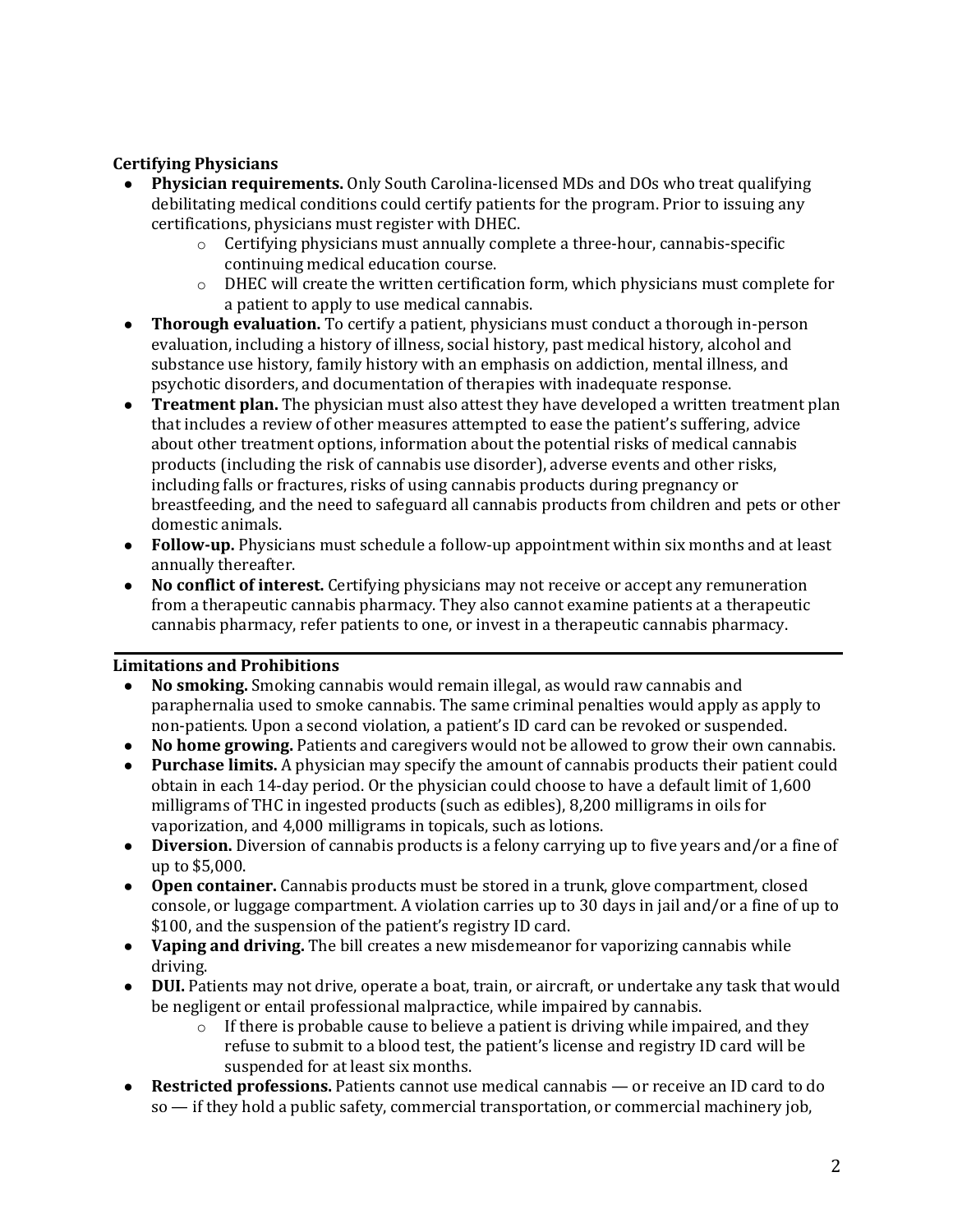**Certifying Physicians**

- **Physician requirements.** Only South Carolina-licensed MDs and DOs who treat qualifying debilitating medical conditions could certify patients for the program. Prior to issuing any certifications, physicians must register with DHEC.
  - Certifying physicians must annually complete a three-hour, cannabis-specific continuing medical education course.
  - DHEC will create the written certification form, which physicians must complete for a patient to apply to use medical cannabis.
- **Thorough evaluation.** To certify a patient, physicians must conduct a thorough in-person evaluation, including a history of illness, social history, past medical history, alcohol and substance use history, family history with an emphasis on addiction, mental illness, and psychotic disorders, and documentation of therapies with inadequate response.
- **Treatment plan.** The physician must also attest they have developed a written treatment plan that includes a review of other measures attempted to ease the patient's suffering, advice about other treatment options, information about the potential risks of medical cannabis products (including the risk of cannabis use disorder), adverse events and other risks, including falls or fractures, risks of using cannabis products during pregnancy or breastfeeding, and the need to safeguard all cannabis products from children and pets or other domestic animals.
- **Follow-up.** Physicians must schedule a follow-up appointment within six months and at least annually thereafter.
- **No conflict of interest.** Certifying physicians may not receive or accept any remuneration from a therapeutic cannabis pharmacy. They also cannot examine patients at a therapeutic cannabis pharmacy, refer patients to one, or invest in a therapeutic cannabis pharmacy.

---

**Limitations and Prohibitions**

- **No smoking.** Smoking cannabis would remain illegal, as would raw cannabis and paraphernalia used to smoke cannabis. The same criminal penalties would apply as apply to non-patients. Upon a second violation, a patient's ID card can be revoked or suspended.
- **No home growing.** Patients and caregivers would not be allowed to grow their own cannabis.
- **Purchase limits.** A physician may specify the amount of cannabis products their patient could obtain in each 14-day period. Or the physician could choose to have a default limit of 1,600 milligrams of THC in ingested products (such as edibles), 8,200 milligrams in oils for vaporization, and 4,000 milligrams in topicals, such as lotions.
- **Diversion.** Diversion of cannabis products is a felony carrying up to five years and/or a fine of up to $5,000.
- **Open container.** Cannabis products must be stored in a trunk, glove compartment, closed console, or luggage compartment. A violation carries up to 30 days in jail and/or a fine of up to $100, and the suspension of the patient's registry ID card.
- **Vaping and driving.** The bill creates a new misdemeanor for vaporizing cannabis while driving.
- **DUI.** Patients may not drive, operate a boat, train, or aircraft, or undertake any task that would be negligent or entail professional malpractice, while impaired by cannabis.
  - If there is probable cause to believe a patient is driving while impaired, and they refuse to submit to a blood test, the patient's license and registry ID card will be suspended for at least six months.
- **Restricted professions.** Patients cannot use medical cannabis — or receive an ID card to do so — if they hold a public safety, commercial transportation, or commercial machinery job,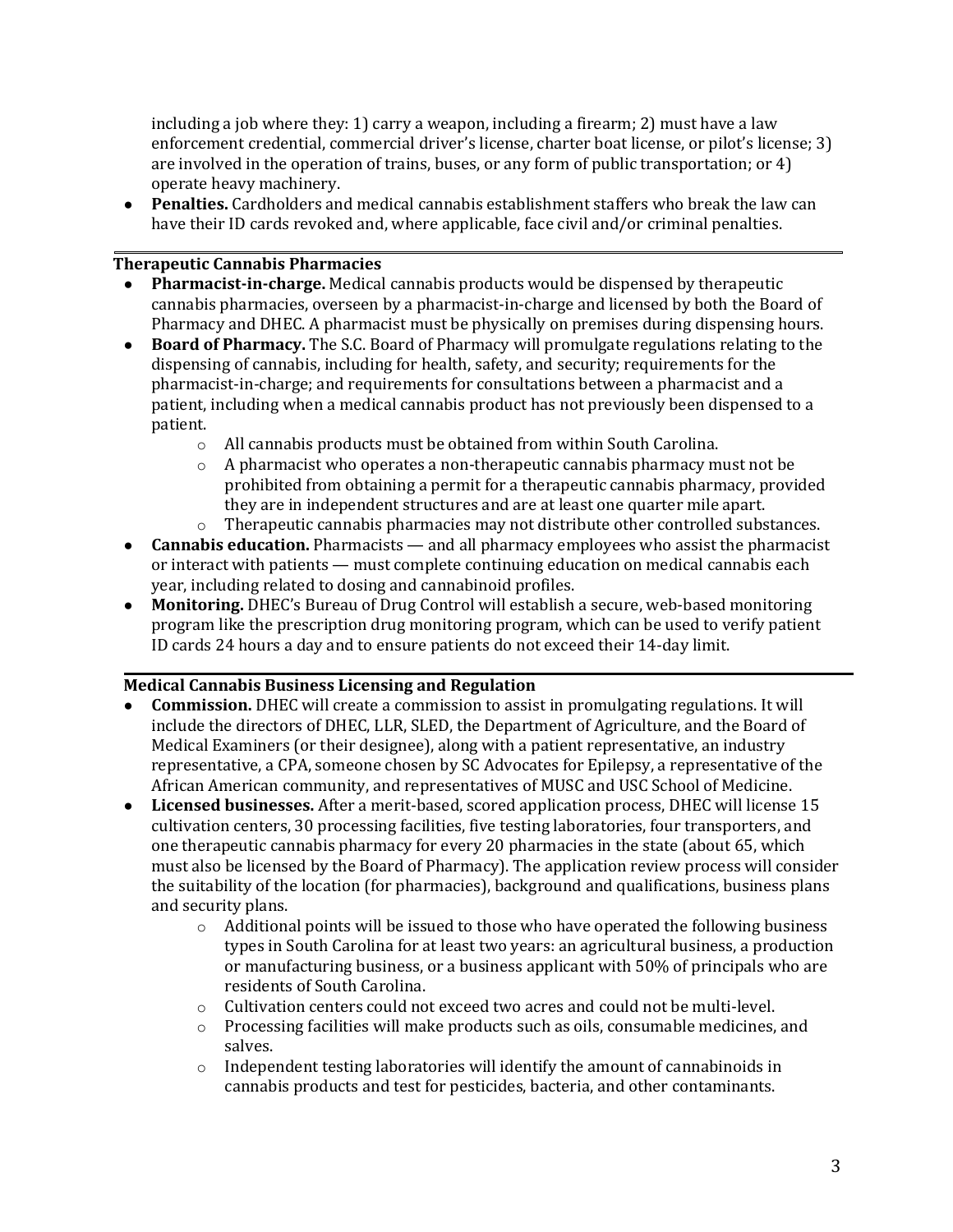including a job where they: 1) carry a weapon, including a firearm; 2) must have a law enforcement credential, commercial driver's license, charter boat license, or pilot's license; 3) are involved in the operation of trains, buses, or any form of public transportation; or 4) operate heavy machinery.

- **Penalties.** Cardholders and medical cannabis establishment staffers who break the law can have their ID cards revoked and, where applicable, face civil and/or criminal penalties.

### Therapeutic Cannabis Pharmacies

- **Pharmacist-in-charge.** Medical cannabis products would be dispensed by therapeutic cannabis pharmacies, overseen by a pharmacist-in-charge and licensed by both the Board of Pharmacy and DHEC. A pharmacist must be physically on premises during dispensing hours.
- **Board of Pharmacy.** The S.C. Board of Pharmacy will promulgate regulations relating to the dispensing of cannabis, including for health, safety, and security; requirements for the pharmacist-in-charge; and requirements for consultations between a pharmacist and a patient, including when a medical cannabis product has not previously been dispensed to a patient.
    - All cannabis products must be obtained from within South Carolina.
    - A pharmacist who operates a non-therapeutic cannabis pharmacy must not be prohibited from obtaining a permit for a therapeutic cannabis pharmacy, provided they are in independent structures and are at least one quarter mile apart.
    - Therapeutic cannabis pharmacies may not distribute other controlled substances.
- **Cannabis education.** Pharmacists — and all pharmacy employees who assist the pharmacist or interact with patients — must complete continuing education on medical cannabis each year, including related to dosing and cannabinoid profiles.
- **Monitoring.** DHEC's Bureau of Drug Control will establish a secure, web-based monitoring program like the prescription drug monitoring program, which can be used to verify patient ID cards 24 hours a day and to ensure patients do not exceed their 14-day limit.

### Medical Cannabis Business Licensing and Regulation

- **Commission.** DHEC will create a commission to assist in promulgating regulations. It will include the directors of DHEC, LLR, SLED, the Department of Agriculture, and the Board of Medical Examiners (or their designee), along with a patient representative, an industry representative, a CPA, someone chosen by SC Advocates for Epilepsy, a representative of the African American community, and representatives of MUSC and USC School of Medicine.
- **Licensed businesses.** After a merit-based, scored application process, DHEC will license 15 cultivation centers, 30 processing facilities, five testing laboratories, four transporters, and one therapeutic cannabis pharmacy for every 20 pharmacies in the state (about 65, which must also be licensed by the Board of Pharmacy). The application review process will consider the suitability of the location (for pharmacies), background and qualifications, business plans and security plans.
    - Additional points will be issued to those who have operated the following business types in South Carolina for at least two years: an agricultural business, a production or manufacturing business, or a business applicant with 50% of principals who are residents of South Carolina.
    - Cultivation centers could not exceed two acres and could not be multi-level.
    - Processing facilities will make products such as oils, consumable medicines, and salves.
    - Independent testing laboratories will identify the amount of cannabinoids in cannabis products and test for pesticides, bacteria, and other contaminants.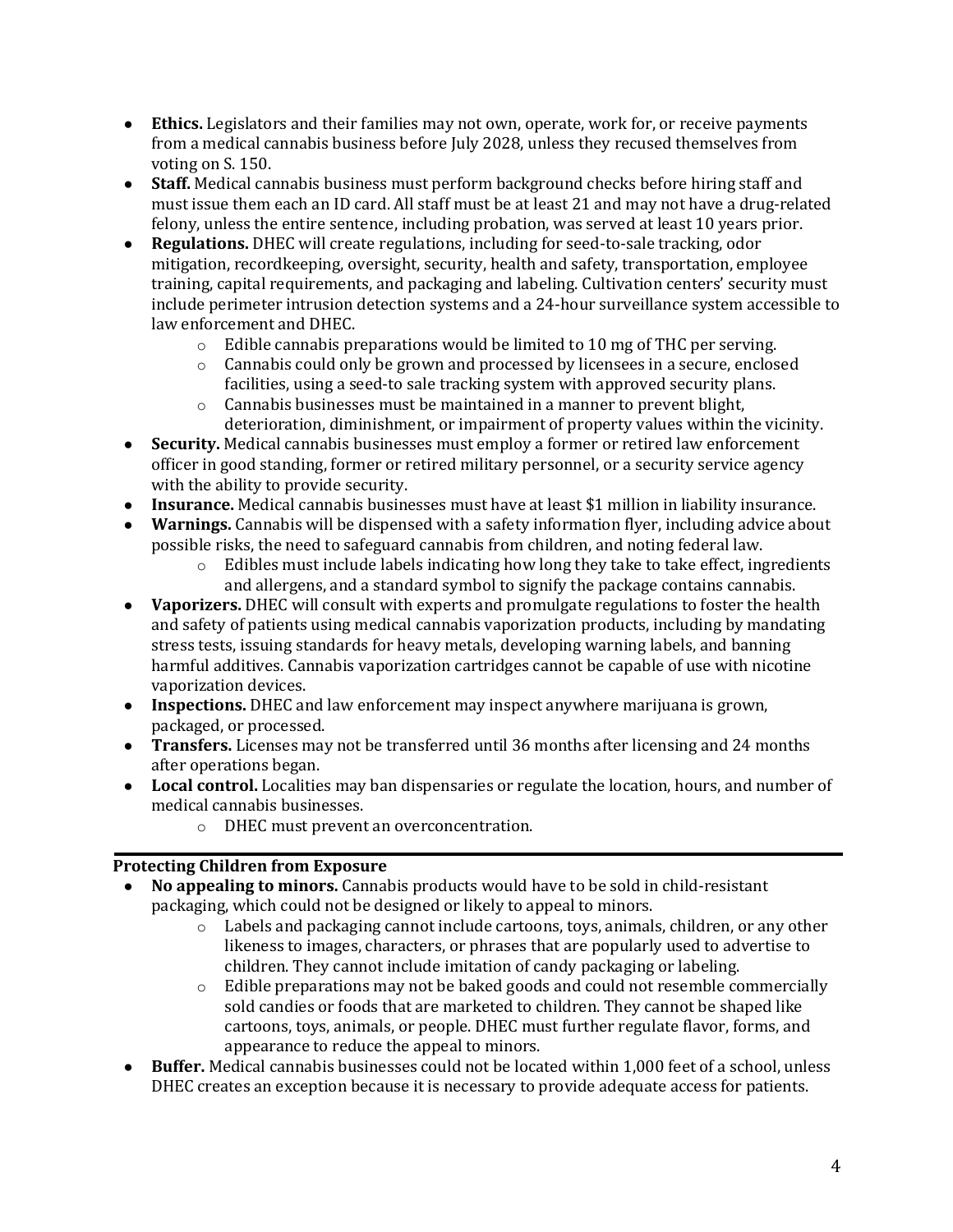- **Ethics.** Legislators and their families may not own, operate, work for, or receive payments from a medical cannabis business before July 2028, unless they recused themselves from voting on S. 150.
- **Staff.** Medical cannabis business must perform background checks before hiring staff and must issue them each an ID card. All staff must be at least 21 and may not have a drug-related felony, unless the entire sentence, including probation, was served at least 10 years prior.
- **Regulations.** DHEC will create regulations, including for seed-to-sale tracking, odor mitigation, recordkeeping, oversight, security, health and safety, transportation, employee training, capital requirements, and packaging and labeling. Cultivation centers' security must include perimeter intrusion detection systems and a 24-hour surveillance system accessible to law enforcement and DHEC.
    - Edible cannabis preparations would be limited to 10 mg of THC per serving.
    - Cannabis could only be grown and processed by licensees in a secure, enclosed facilities, using a seed-to sale tracking system with approved security plans.
    - Cannabis businesses must be maintained in a manner to prevent blight, deterioration, diminishment, or impairment of property values within the vicinity.
- **Security.** Medical cannabis businesses must employ a former or retired law enforcement officer in good standing, former or retired military personnel, or a security service agency with the ability to provide security.
- **Insurance.** Medical cannabis businesses must have at least $1 million in liability insurance.
- **Warnings.** Cannabis will be dispensed with a safety information flyer, including advice about possible risks, the need to safeguard cannabis from children, and noting federal law.
    - Edibles must include labels indicating how long they take to take effect, ingredients and allergens, and a standard symbol to signify the package contains cannabis.
- **Vaporizers.** DHEC will consult with experts and promulgate regulations to foster the health and safety of patients using medical cannabis vaporization products, including by mandating stress tests, issuing standards for heavy metals, developing warning labels, and banning harmful additives. Cannabis vaporization cartridges cannot be capable of use with nicotine vaporization devices.
- **Inspections.** DHEC and law enforcement may inspect anywhere marijuana is grown, packaged, or processed.
- **Transfers.** Licenses may not be transferred until 36 months after licensing and 24 months after operations began.
- **Local control.** Localities may ban dispensaries or regulate the location, hours, and number of medical cannabis businesses.
    - DHEC must prevent an overconcentration.

### Protecting Children from Exposure

- **No appealing to minors.** Cannabis products would have to be sold in child-resistant packaging, which could not be designed or likely to appeal to minors.
    - Labels and packaging cannot include cartoons, toys, animals, children, or any other likeness to images, characters, or phrases that are popularly used to advertise to children. They cannot include imitation of candy packaging or labeling.
    - Edible preparations may not be baked goods and could not resemble commercially sold candies or foods that are marketed to children. They cannot be shaped like cartoons, toys, animals, or people. DHEC must further regulate flavor, forms, and appearance to reduce the appeal to minors.
- **Buffer.** Medical cannabis businesses could not be located within 1,000 feet of a school, unless DHEC creates an exception because it is necessary to provide adequate access for patients.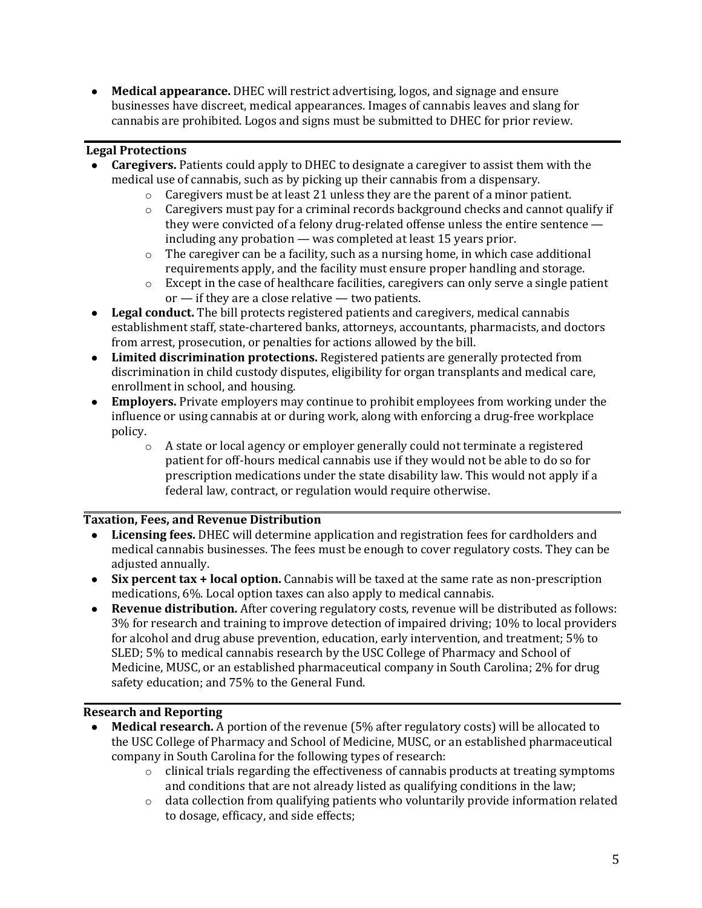- **Medical appearance.** DHEC will restrict advertising, logos, and signage and ensure businesses have discreet, medical appearances. Images of cannabis leaves and slang for cannabis are prohibited. Logos and signs must be submitted to DHEC for prior review.

### Legal Protections

- **Caregivers.** Patients could apply to DHEC to designate a caregiver to assist them with the medical use of cannabis, such as by picking up their cannabis from a dispensary.
  - Caregivers must be at least 21 unless they are the parent of a minor patient.
  - Caregivers must pay for a criminal records background checks and cannot qualify if they were convicted of a felony drug-related offense unless the entire sentence — including any probation — was completed at least 15 years prior.
  - The caregiver can be a facility, such as a nursing home, in which case additional requirements apply, and the facility must ensure proper handling and storage.
  - Except in the case of healthcare facilities, caregivers can only serve a single patient or — if they are a close relative — two patients.
- **Legal conduct.** The bill protects registered patients and caregivers, medical cannabis establishment staff, state-chartered banks, attorneys, accountants, pharmacists, and doctors from arrest, prosecution, or penalties for actions allowed by the bill.
- **Limited discrimination protections.** Registered patients are generally protected from discrimination in child custody disputes, eligibility for organ transplants and medical care, enrollment in school, and housing.
- **Employers.** Private employers may continue to prohibit employees from working under the influence or using cannabis at or during work, along with enforcing a drug-free workplace policy.
  - A state or local agency or employer generally could not terminate a registered patient for off-hours medical cannabis use if they would not be able to do so for prescription medications under the state disability law. This would not apply if a federal law, contract, or regulation would require otherwise.

### Taxation, Fees, and Revenue Distribution

- **Licensing fees.** DHEC will determine application and registration fees for cardholders and medical cannabis businesses. The fees must be enough to cover regulatory costs. They can be adjusted annually.
- **Six percent tax + local option.** Cannabis will be taxed at the same rate as non-prescription medications, 6%. Local option taxes can also apply to medical cannabis.
- **Revenue distribution.** After covering regulatory costs, revenue will be distributed as follows: 3% for research and training to improve detection of impaired driving; 10% to local providers for alcohol and drug abuse prevention, education, early intervention, and treatment; 5% to SLED; 5% to medical cannabis research by the USC College of Pharmacy and School of Medicine, MUSC, or an established pharmaceutical company in South Carolina; 2% for drug safety education; and 75% to the General Fund.

### Research and Reporting

- **Medical research.** A portion of the revenue (5% after regulatory costs) will be allocated to the USC College of Pharmacy and School of Medicine, MUSC, or an established pharmaceutical company in South Carolina for the following types of research:
  - clinical trials regarding the effectiveness of cannabis products at treating symptoms and conditions that are not already listed as qualifying conditions in the law;
  - data collection from qualifying patients who voluntarily provide information related to dosage, efficacy, and side effects;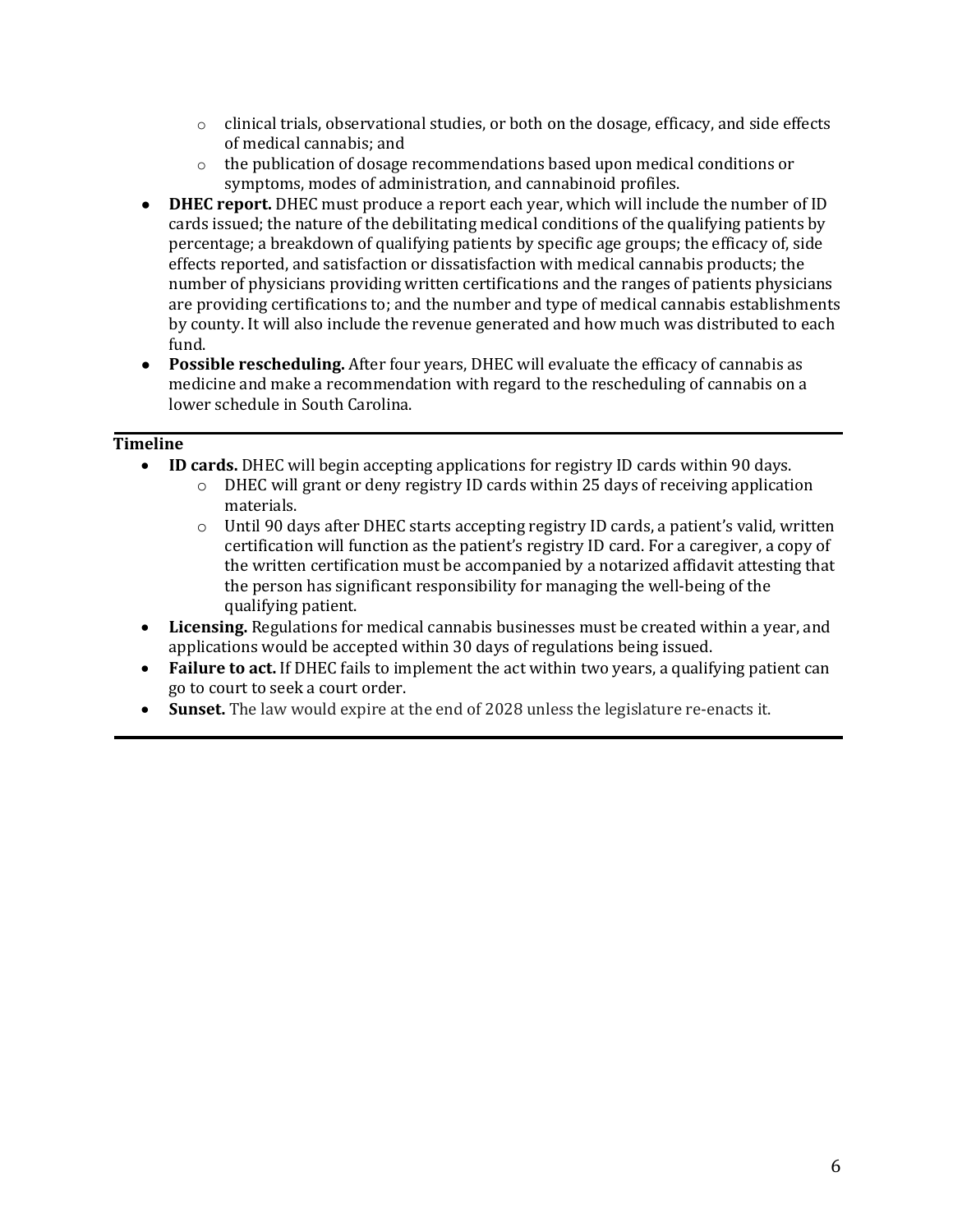- clinical trials, observational studies, or both on the dosage, efficacy, and side effects of medical cannabis; and
    - the publication of dosage recommendations based upon medical conditions or symptoms, modes of administration, and cannabinoid profiles.
- **DHEC report.** DHEC must produce a report each year, which will include the number of ID cards issued; the nature of the debilitating medical conditions of the qualifying patients by percentage; a breakdown of qualifying patients by specific age groups; the efficacy of, side effects reported, and satisfaction or dissatisfaction with medical cannabis products; the number of physicians providing written certifications and the ranges of patients physicians are providing certifications to; and the number and type of medical cannabis establishments by county. It will also include the revenue generated and how much was distributed to each fund.
- **Possible rescheduling.** After four years, DHEC will evaluate the efficacy of cannabis as medicine and make a recommendation with regard to the rescheduling of cannabis on a lower schedule in South Carolina.

**Timeline**

- **ID cards.** DHEC will begin accepting applications for registry ID cards within 90 days.
    - DHEC will grant or deny registry ID cards within 25 days of receiving application materials.
    - Until 90 days after DHEC starts accepting registry ID cards, a patient's valid, written certification will function as the patient's registry ID card. For a caregiver, a copy of the written certification must be accompanied by a notarized affidavit attesting that the person has significant responsibility for managing the well-being of the qualifying patient.
- **Licensing.** Regulations for medical cannabis businesses must be created within a year, and applications would be accepted within 30 days of regulations being issued.
- **Failure to act.** If DHEC fails to implement the act within two years, a qualifying patient can go to court to seek a court order.
- **Sunset.** The law would expire at the end of 2028 unless the legislature re-enacts it.